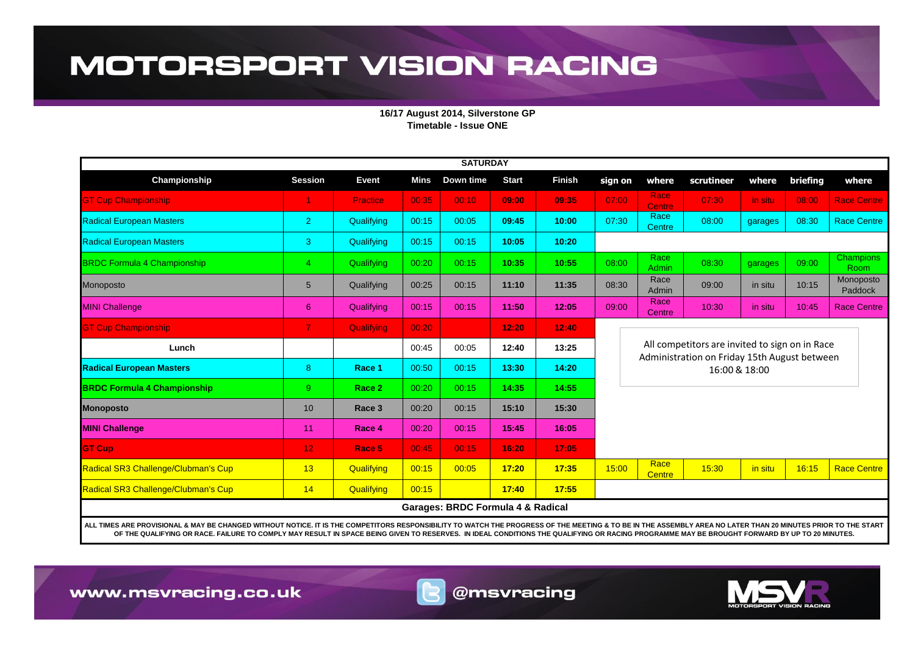# MOTORSPORT VISION RACING

**16/17 August 2014, Silverstone GP**
**Timetable - Issue ONE**

| SATURDAY | | | | | | | | | | | | | |
|---|---|---|---|---|---|---|---|---|---|---|---|---|---|
| **Championship** | **Session** | **Event** | **Mins** | **Down time** | **Start** | **Finish** | **sign on** | **where** | **scrutineer** | **where** | **briefing** | **where** |
| GT Cup Championship | 1 | Practice | 00:35 | 00:10 | **09:00** | **09:35** | 07:00 | Race Centre | 07:30 | in situ | 08:00 | Race Centre |
| Radical European Masters | 2 | Qualifying | 00:15 | 00:05 | **09:45** | **10:00** | 07:30 | Race Centre | 08:00 | garages | 08:30 | Race Centre |
| Radical European Masters | 3 | Qualifying | 00:15 | 00:15 | **10:05** | **10:20** | | | | | | |
| BRDC Formula 4 Championship | 4 | Qualifying | 00:20 | 00:15 | **10:35** | **10:55** | 08:00 | Race Admin | 08:30 | garages | 09:00 | Champions Room |
| Monoposto | 5 | Qualifying | 00:25 | 00:15 | **11:10** | **11:35** | 08:30 | Race Admin | 09:00 | in situ | 10:15 | Monoposto Paddock |
| MINI Challenge | 6 | Qualifying | 00:15 | 00:15 | **11:50** | **12:05** | 09:00 | Race Centre | 10:30 | in situ | 10:45 | Race Centre |
| GT Cup Championship | 7 | Qualifying | 00:20 | | **12:20** | **12:40** | | | | | | |
| **Lunch** | | | 00:45 | 00:05 | **12:40** | **13:25** | | | | | | |
| **Radical European Masters** | 8 | **Race 1** | 00:50 | 00:15 | **13:30** | **14:20** | | | | | | |
| **BRDC Formula 4 Championship** | 9 | **Race 2** | 00:20 | 00:15 | **14:35** | **14:55** | | | | | | |
| **Monoposto** | 10 | **Race 3** | 00:20 | 00:15 | **15:10** | **15:30** | | | | | | |
| **MINI Challenge** | 11 | **Race 4** | 00:20 | 00:15 | **15:45** | **16:05** | | | | | | |
| **GT Cup** | 12 | **Race 5** | 00:45 | 00:15 | **16:20** | **17:05** | | | | | | |
| Radical SR3 Challenge/Clubman's Cup | 13 | Qualifying | 00:15 | 00:05 | **17:20** | **17:35** | 15:00 | Race Centre | 15:30 | in situ | 16:15 | Race Centre |
| Radical SR3 Challenge/Clubman's Cup | 14 | Qualifying | 00:15 | | **17:40** | **17:55** | | | | | | |

All competitors are invited to sign on in Race Administration on Friday 15th August between 16:00 & 18:00

**Garages: BRDC Formula 4 & Radical**

**ALL TIMES ARE PROVISIONAL & MAY BE CHANGED WITHOUT NOTICE. IT IS THE COMPETITORS RESPONSIBILITY TO WATCH THE PROGRESS OF THE MEETING & TO BE IN THE ASSEMBLY AREA NO LATER THAN 20 MINUTES PRIOR TO THE START OF THE QUALIFYING OR RACE. FAILURE TO COMPLY MAY RESULT IN SPACE BEING GIVEN TO RESERVES. IN IDEAL CONDITIONS THE QUALIFYING OR RACING PROGRAMME MAY BE BROUGHT FORWARD BY UP TO 20 MINUTES.**

www.msvracing.co.uk @msvracing

MSVR MOTORSPORT VISION RACING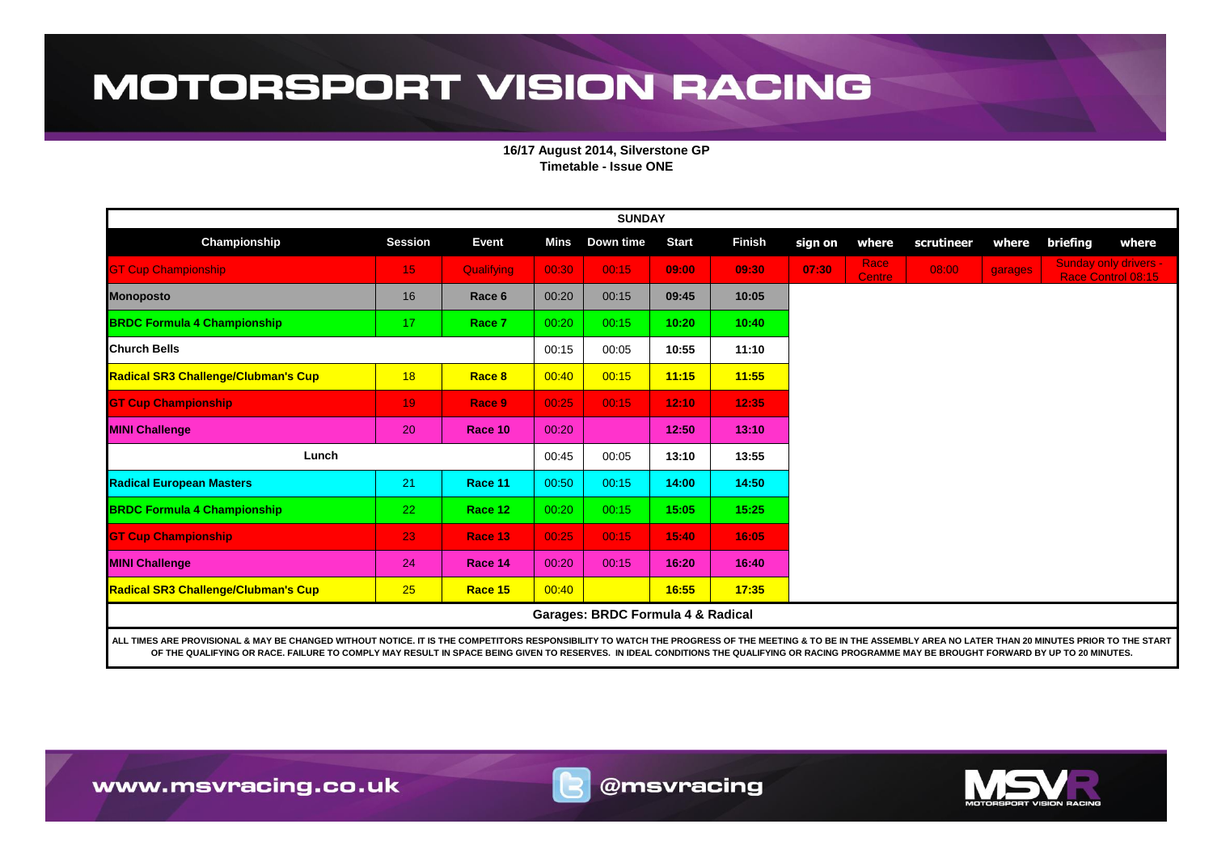# MOTORSPORT VISION RACING

**16/17 August 2014, Silverstone GP**
**Timetable - Issue ONE**

| SUNDAY | | | | | | | | | | | | | |
|---|---|---|---|---|---|---|---|---|---|---|---|---|---|
| **Championship** | **Session** | **Event** | **Mins** | **Down time** | **Start** | **Finish** | **sign on** | **where** | **scrutineer** | **where** | **briefing** | **where** | |
| GT Cup Championship | 15 | Qualifying | 00:30 | 00:15 | **09:00** | **09:30** | **07:30** | Race Centre | 08:00 | garages | Sunday only drivers - Race Control 08:15 | | |
| **Monoposto** | 16 | **Race 6** | 00:20 | 00:15 | **09:45** | **10:05** | | | | | | | |
| **BRDC Formula 4 Championship** | 17 | **Race 7** | 00:20 | 00:15 | **10:20** | **10:40** | | | | | | | |
| **Church Bells** | | | 00:15 | 00:05 | **10:55** | **11:10** | | | | | | | |
| **Radical SR3 Challenge/Clubman's Cup** | 18 | **Race 8** | 00:40 | 00:15 | **11:15** | **11:55** | | | | | | | |
| **GT Cup Championship** | 19 | **Race 9** | 00:25 | 00:15 | **12:10** | **12:35** | | | | | | | |
| **MINI Challenge** | 20 | **Race 10** | 00:20 | | **12:50** | **13:10** | | | | | | | |
| **Lunch** | | | 00:45 | 00:05 | **13:10** | **13:55** | | | | | | | |
| **Radical European Masters** | 21 | **Race 11** | 00:50 | 00:15 | **14:00** | **14:50** | | | | | | | |
| **BRDC Formula 4 Championship** | 22 | **Race 12** | 00:20 | 00:15 | **15:05** | **15:25** | | | | | | | |
| **GT Cup Championship** | 23 | **Race 13** | 00:25 | 00:15 | **15:40** | **16:05** | | | | | | | |
| **MINI Challenge** | 24 | **Race 14** | 00:20 | 00:15 | **16:20** | **16:40** | | | | | | | |
| **Radical SR3 Challenge/Clubman's Cup** | 25 | **Race 15** | 00:40 | | **16:55** | **17:35** | | | | | | | |

**Garages: BRDC Formula 4 & Radical**

**ALL TIMES ARE PROVISIONAL & MAY BE CHANGED WITHOUT NOTICE. IT IS THE COMPETITORS RESPONSIBILITY TO WATCH THE PROGRESS OF THE MEETING & TO BE IN THE ASSEMBLY AREA NO LATER THAN 20 MINUTES PRIOR TO THE START OF THE QUALIFYING OR RACE. FAILURE TO COMPLY MAY RESULT IN SPACE BEING GIVEN TO RESERVES. IN IDEAL CONDITIONS THE QUALIFYING OR RACING PROGRAMME MAY BE BROUGHT FORWARD BY UP TO 20 MINUTES.**

www.msvracing.co.uk

@msvracing

MSVR MOTORSPORT VISION RACING